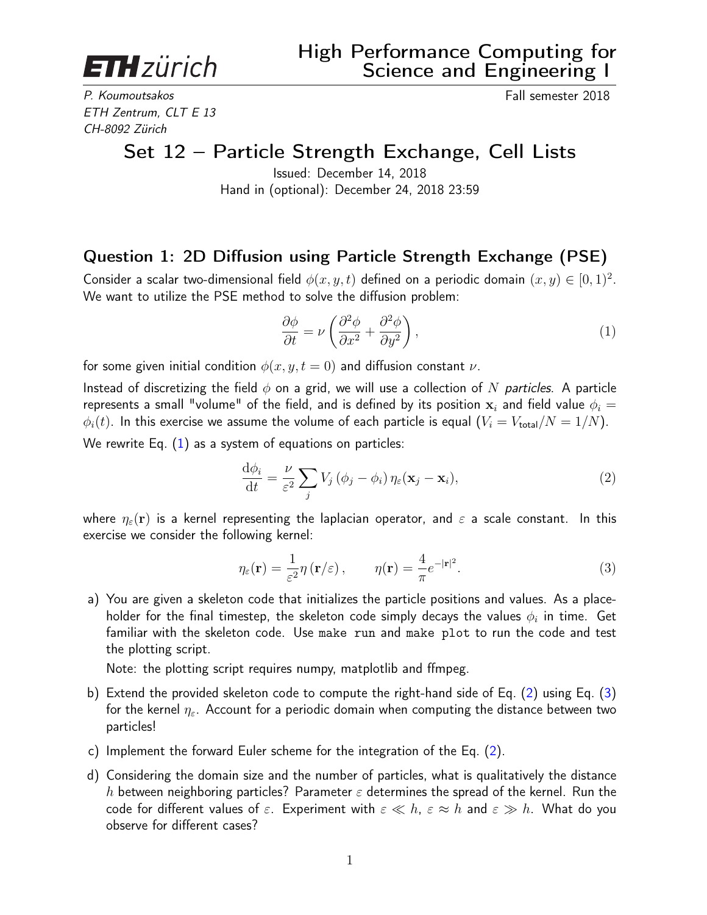ETH zürich

# High Performance Computing for Science and Engineering I

*P. Koumoutsakos*
*ETH Zentrum, CLT E 13*
*CH-8092 Zürich*

Fall semester 2018

# Set 12 – Particle Strength Exchange, Cell Lists

Issued: December 14, 2018
Hand in (optional): December 24, 2018 23:59

## Question 1: 2D Diffusion using Particle Strength Exchange (PSE)

Consider a scalar two-dimensional field $\phi(x, y, t)$ defined on a periodic domain $(x, y) \in [0, 1)^2$. We want to utilize the PSE method to solve the diffusion problem:

$$\frac{\partial \phi}{\partial t} = \nu \left( \frac{\partial^2 \phi}{\partial x^2} + \frac{\partial^2 \phi}{\partial y^2} \right), \tag{1}$$

for some given initial condition $\phi(x, y, t = 0)$ and diffusion constant $\nu$.

Instead of discretizing the field $\phi$ on a grid, we will use a collection of $N$ *particles*. A particle represents a small "volume" of the field, and is defined by its position $\mathbf{x}_i$ and field value $\phi_i = \phi_i(t)$. In this exercise we assume the volume of each particle is equal ($V_i = V_{\text{total}}/N = 1/N$).

We rewrite Eq. (1) as a system of equations on particles:

$$\frac{\mathrm{d}\phi_i}{\mathrm{d}t} = \frac{\nu}{\varepsilon^2} \sum_j V_j \left(\phi_j - \phi_i\right) \eta_\varepsilon(\mathbf{x}_j - \mathbf{x}_i), \tag{2}$$

where $\eta_\varepsilon(\mathbf{r})$ is a kernel representing the laplacian operator, and $\varepsilon$ a scale constant. In this exercise we consider the following kernel:

$$\eta_\varepsilon(\mathbf{r}) = \frac{1}{\varepsilon^2} \eta\left(\mathbf{r}/\varepsilon\right), \qquad \eta(\mathbf{r}) = \frac{4}{\pi} e^{-|\mathbf{r}|^2}. \tag{3}$$

a) You are given a skeleton code that initializes the particle positions and values. As a placeholder for the final timestep, the skeleton code simply decays the values $\phi_i$ in time. Get familiar with the skeleton code. Use `make run` and `make plot` to run the code and test the plotting script.

   Note: the plotting script requires numpy, matplotlib and ffmpeg.

b) Extend the provided skeleton code to compute the right-hand side of Eq. (2) using Eq. (3) for the kernel $\eta_\varepsilon$. Account for a periodic domain when computing the distance between two particles!

c) Implement the forward Euler scheme for the integration of the Eq. (2).

d) Considering the domain size and the number of particles, what is qualitatively the distance $h$ between neighboring particles? Parameter $\varepsilon$ determines the spread of the kernel. Run the code for different values of $\varepsilon$. Experiment with $\varepsilon \ll h$, $\varepsilon \approx h$ and $\varepsilon \gg h$. What do you observe for different cases?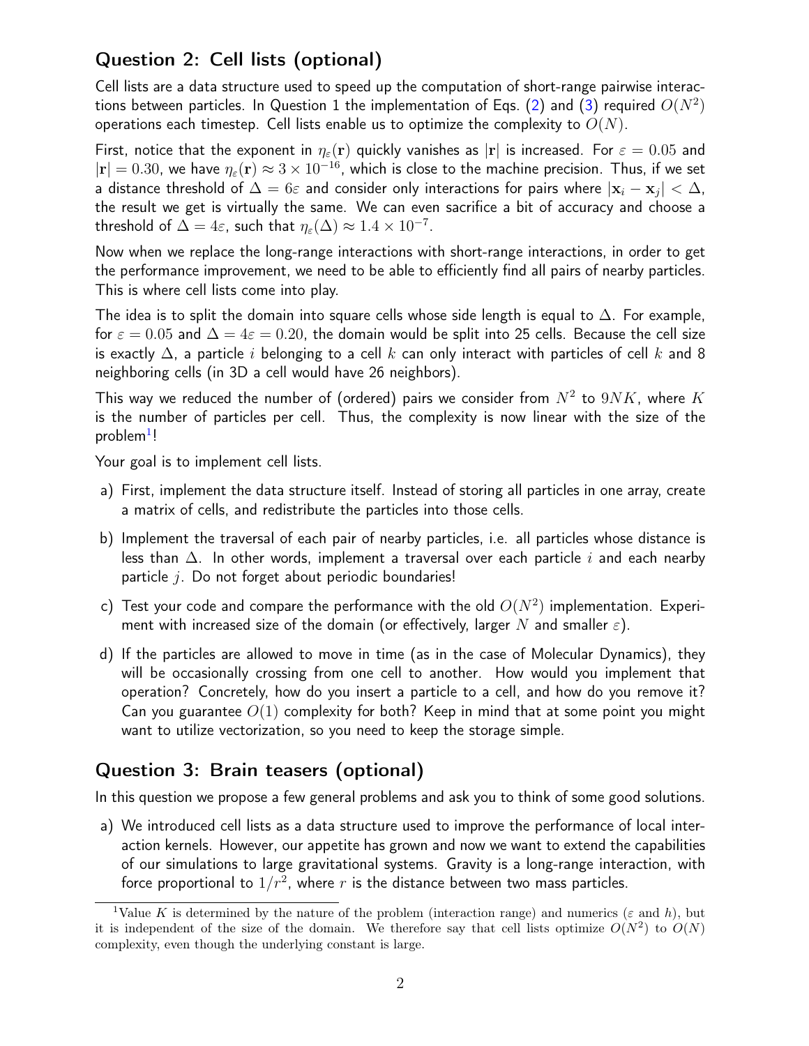## Question 2: Cell lists (optional)

Cell lists are a data structure used to speed up the computation of short-range pairwise interactions between particles. In Question 1 the implementation of Eqs. (2) and (3) required $O(N^2)$ operations each timestep. Cell lists enable us to optimize the complexity to $O(N)$.

First, notice that the exponent in $\eta_\varepsilon(\mathbf{r})$ quickly vanishes as $|\mathbf{r}|$ is increased. For $\varepsilon = 0.05$ and $|\mathbf{r}| = 0.30$, we have $\eta_\varepsilon(\mathbf{r}) \approx 3 \times 10^{-16}$, which is close to the machine precision. Thus, if we set a distance threshold of $\Delta = 6\varepsilon$ and consider only interactions for pairs where $|\mathbf{x}_i - \mathbf{x}_j| < \Delta$, the result we get is virtually the same. We can even sacrifice a bit of accuracy and choose a threshold of $\Delta = 4\varepsilon$, such that $\eta_\varepsilon(\Delta) \approx 1.4 \times 10^{-7}$.

Now when we replace the long-range interactions with short-range interactions, in order to get the performance improvement, we need to be able to efficiently find all pairs of nearby particles. This is where cell lists come into play.

The idea is to split the domain into square cells whose side length is equal to $\Delta$. For example, for $\varepsilon = 0.05$ and $\Delta = 4\varepsilon = 0.20$, the domain would be split into 25 cells. Because the cell size is exactly $\Delta$, a particle $i$ belonging to a cell $k$ can only interact with particles of cell $k$ and 8 neighboring cells (in 3D a cell would have 26 neighbors).

This way we reduced the number of (ordered) pairs we consider from $N^2$ to $9NK$, where $K$ is the number of particles per cell. Thus, the complexity is now linear with the size of the problem[1]!

Your goal is to implement cell lists.

a) First, implement the data structure itself. Instead of storing all particles in one array, create a matrix of cells, and redistribute the particles into those cells.

b) Implement the traversal of each pair of nearby particles, i.e. all particles whose distance is less than $\Delta$. In other words, implement a traversal over each particle $i$ and each nearby particle $j$. Do not forget about periodic boundaries!

c) Test your code and compare the performance with the old $O(N^2)$ implementation. Experiment with increased size of the domain (or effectively, larger $N$ and smaller $\varepsilon$).

d) If the particles are allowed to move in time (as in the case of Molecular Dynamics), they will be occasionally crossing from one cell to another. How would you implement that operation? Concretely, how do you insert a particle to a cell, and how do you remove it? Can you guarantee $O(1)$ complexity for both? Keep in mind that at some point you might want to utilize vectorization, so you need to keep the storage simple.

## Question 3: Brain teasers (optional)

In this question we propose a few general problems and ask you to think of some good solutions.

a) We introduced cell lists as a data structure used to improve the performance of local interaction kernels. However, our appetite has grown and now we want to extend the capabilities of our simulations to large gravitational systems. Gravity is a long-range interaction, with force proportional to $1/r^2$, where $r$ is the distance between two mass particles.

---

[1] Value $K$ is determined by the nature of the problem (interaction range) and numerics ($\varepsilon$ and $h$), but it is independent of the size of the domain. We therefore say that cell lists optimize $O(N^2)$ to $O(N)$ complexity, even though the underlying constant is large.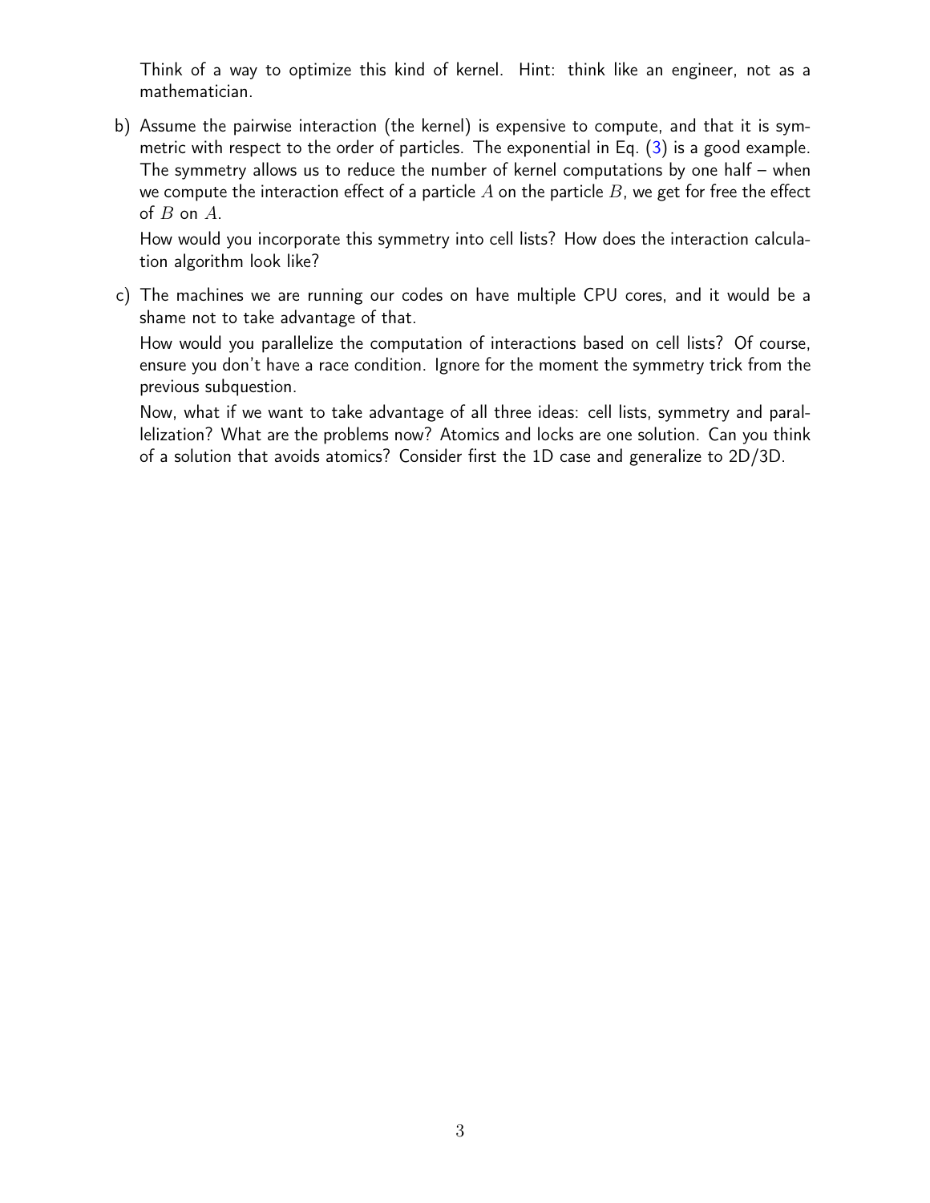Think of a way to optimize this kind of kernel. Hint: think like an engineer, not as a mathematician.

b) Assume the pairwise interaction (the kernel) is expensive to compute, and that it is symmetric with respect to the order of particles. The exponential in Eq. (3) is a good example. The symmetry allows us to reduce the number of kernel computations by one half – when we compute the interaction effect of a particle $A$ on the particle $B$, we get for free the effect of $B$ on $A$.

   How would you incorporate this symmetry into cell lists? How does the interaction calculation algorithm look like?

c) The machines we are running our codes on have multiple CPU cores, and it would be a shame not to take advantage of that.

   How would you parallelize the computation of interactions based on cell lists? Of course, ensure you don't have a race condition. Ignore for the moment the symmetry trick from the previous subquestion.

   Now, what if we want to take advantage of all three ideas: cell lists, symmetry and parallelization? What are the problems now? Atomics and locks are one solution. Can you think of a solution that avoids atomics? Consider first the 1D case and generalize to 2D/3D.